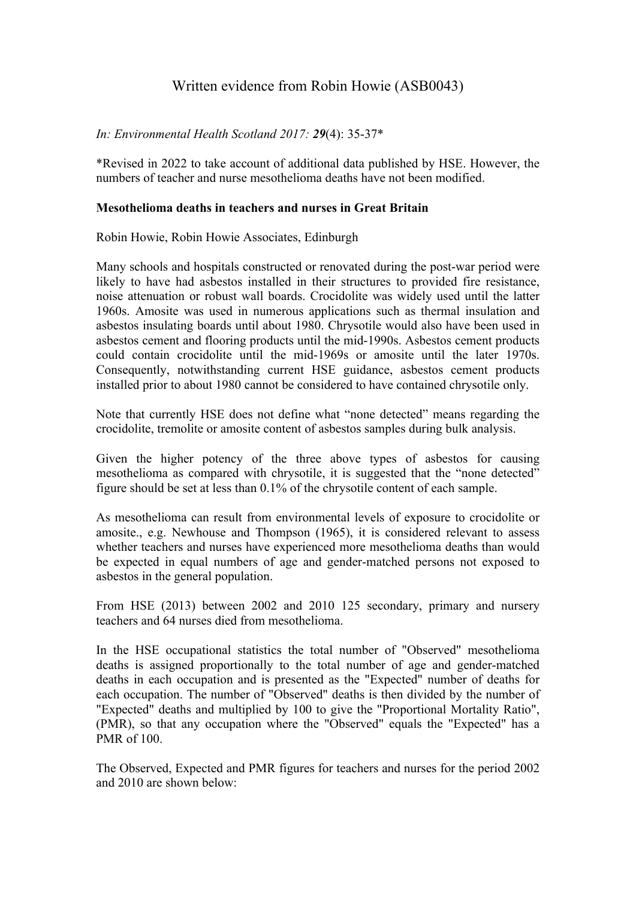# Written evidence from Robin Howie (ASB0043)

*In: Environmental Health Scotland 2017: **29**(4): 35-37**

*Revised in 2022 to take account of additional data published by HSE. However, the numbers of teacher and nurse mesothelioma deaths have not been modified.

**Mesothelioma deaths in teachers and nurses in Great Britain**

Robin Howie, Robin Howie Associates, Edinburgh

Many schools and hospitals constructed or renovated during the post-war period were likely to have had asbestos installed in their structures to provided fire resistance, noise attenuation or robust wall boards. Crocidolite was widely used until the latter 1960s. Amosite was used in numerous applications such as thermal insulation and asbestos insulating boards until about 1980. Chrysotile would also have been used in asbestos cement and flooring products until the mid-1990s. Asbestos cement products could contain crocidolite until the mid-1969s or amosite until the later 1970s. Consequently, notwithstanding current HSE guidance, asbestos cement products installed prior to about 1980 cannot be considered to have contained chrysotile only.

Note that currently HSE does not define what "none detected" means regarding the crocidolite, tremolite or amosite content of asbestos samples during bulk analysis.

Given the higher potency of the three above types of asbestos for causing mesothelioma as compared with chrysotile, it is suggested that the "none detected" figure should be set at less than 0.1% of the chrysotile content of each sample.

As mesothelioma can result from environmental levels of exposure to crocidolite or amosite., e.g. Newhouse and Thompson (1965), it is considered relevant to assess whether teachers and nurses have experienced more mesothelioma deaths than would be expected in equal numbers of age and gender-matched persons not exposed to asbestos in the general population.

From HSE (2013) between 2002 and 2010 125 secondary, primary and nursery teachers and 64 nurses died from mesothelioma.

In the HSE occupational statistics the total number of "Observed" mesothelioma deaths is assigned proportionally to the total number of age and gender-matched deaths in each occupation and is presented as the "Expected" number of deaths for each occupation. The number of "Observed" deaths is then divided by the number of "Expected" deaths and multiplied by 100 to give the "Proportional Mortality Ratio", (PMR), so that any occupation where the "Observed" equals the "Expected" has a PMR of 100.

The Observed, Expected and PMR figures for teachers and nurses for the period 2002 and 2010 are shown below: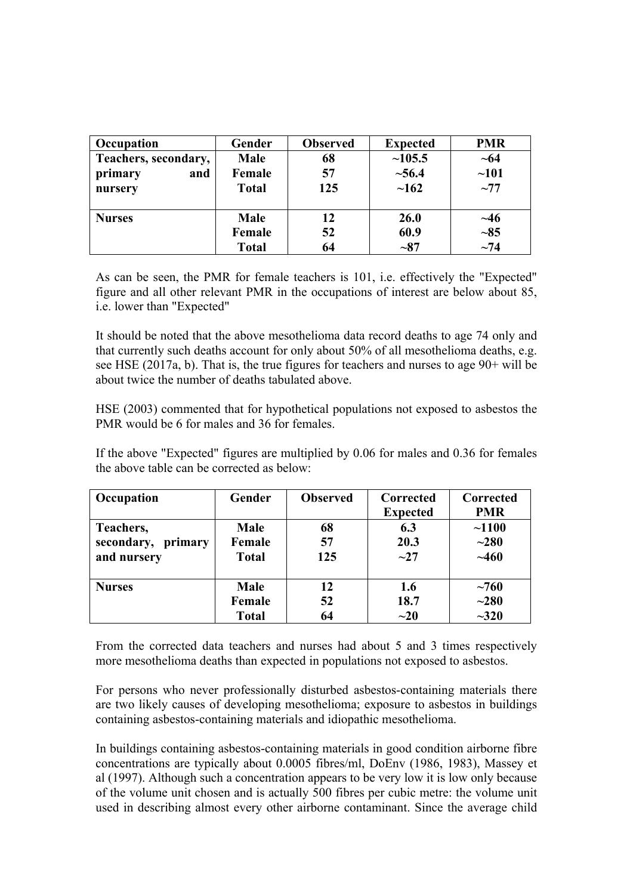| Occupation | Gender | Observed | Expected | PMR |
|---|---|---|---|---|
| **Teachers, secondary, primary and nursery** | **Male** | **68** | **~105.5** | **~64** |
| | **Female** | **57** | **~56.4** | **~101** |
| | **Total** | **125** | **~162** | **~77** |
| **Nurses** | **Male** | **12** | **26.0** | **~46** |
| | **Female** | **52** | **60.9** | **~85** |
| | **Total** | **64** | **~87** | **~74** |

As can be seen, the PMR for female teachers is 101, i.e. effectively the "Expected" figure and all other relevant PMR in the occupations of interest are below about 85, i.e. lower than "Expected"

It should be noted that the above mesothelioma data record deaths to age 74 only and that currently such deaths account for only about 50% of all mesothelioma deaths, e.g. see HSE (2017a, b). That is, the true figures for teachers and nurses to age 90+ will be about twice the number of deaths tabulated above.

HSE (2003) commented that for hypothetical populations not exposed to asbestos the PMR would be 6 for males and 36 for females.

If the above "Expected" figures are multiplied by 0.06 for males and 0.36 for females the above table can be corrected as below:

| Occupation | Gender | Observed | Corrected Expected | Corrected PMR |
|---|---|---|---|---|
| **Teachers, secondary, primary and nursery** | **Male** | **68** | **6.3** | **~1100** |
| | **Female** | **57** | **20.3** | **~280** |
| | **Total** | **125** | **~27** | **~460** |
| **Nurses** | **Male** | **12** | **1.6** | **~760** |
| | **Female** | **52** | **18.7** | **~280** |
| | **Total** | **64** | **~20** | **~320** |

From the corrected data teachers and nurses had about 5 and 3 times respectively more mesothelioma deaths than expected in populations not exposed to asbestos.

For persons who never professionally disturbed asbestos-containing materials there are two likely causes of developing mesothelioma; exposure to asbestos in buildings containing asbestos-containing materials and idiopathic mesothelioma.

In buildings containing asbestos-containing materials in good condition airborne fibre concentrations are typically about 0.0005 fibres/ml, DoEnv (1986, 1983), Massey et al (1997). Although such a concentration appears to be very low it is low only because of the volume unit chosen and is actually 500 fibres per cubic metre: the volume unit used in describing almost every other airborne contaminant. Since the average child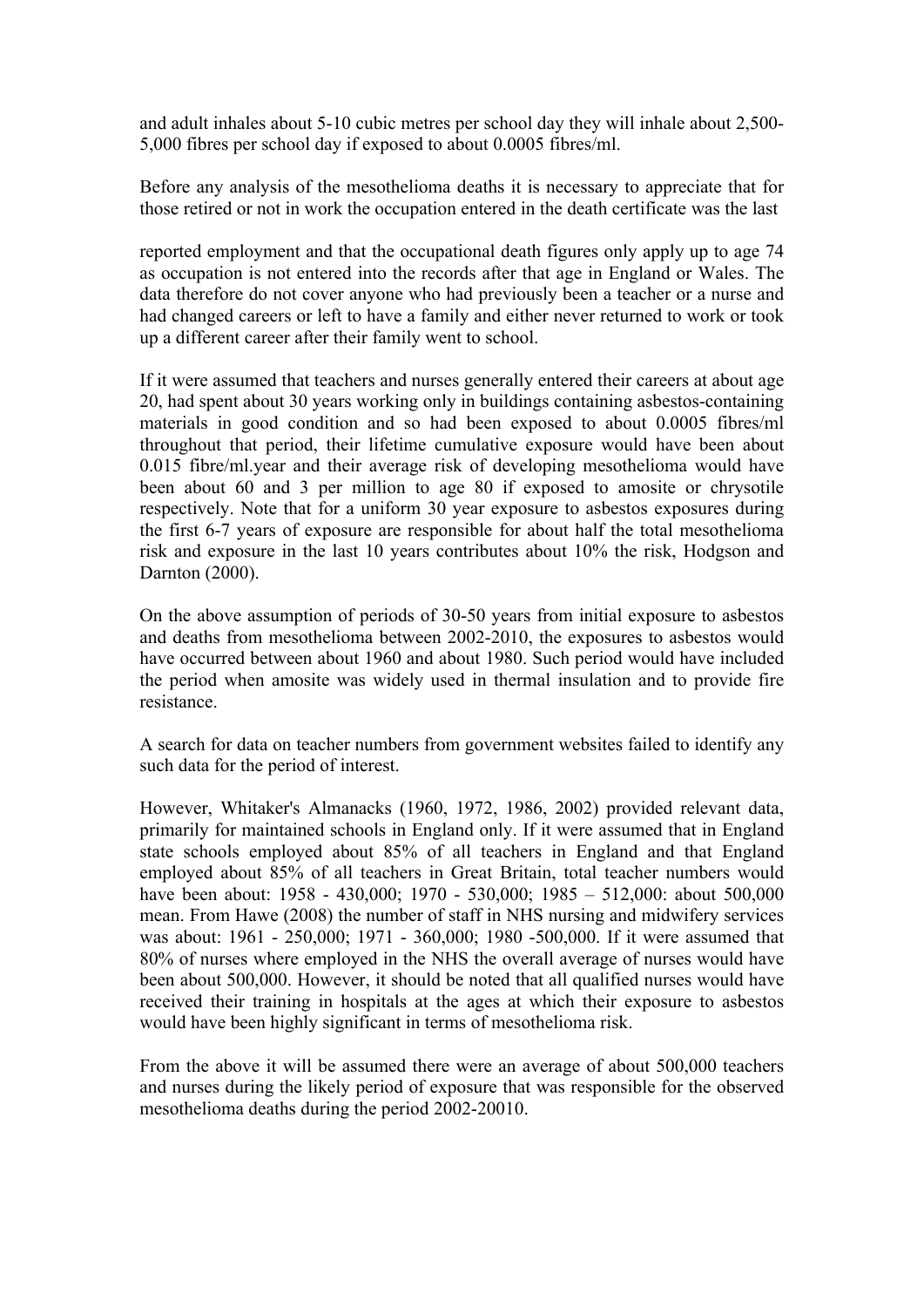and adult inhales about 5-10 cubic metres per school day they will inhale about 2,500-5,000 fibres per school day if exposed to about 0.0005 fibres/ml.

Before any analysis of the mesothelioma deaths it is necessary to appreciate that for those retired or not in work the occupation entered in the death certificate was the last

reported employment and that the occupational death figures only apply up to age 74 as occupation is not entered into the records after that age in England or Wales. The data therefore do not cover anyone who had previously been a teacher or a nurse and had changed careers or left to have a family and either never returned to work or took up a different career after their family went to school.

If it were assumed that teachers and nurses generally entered their careers at about age 20, had spent about 30 years working only in buildings containing asbestos-containing materials in good condition and so had been exposed to about 0.0005 fibres/ml throughout that period, their lifetime cumulative exposure would have been about 0.015 fibre/ml.year and their average risk of developing mesothelioma would have been about 60 and 3 per million to age 80 if exposed to amosite or chrysotile respectively. Note that for a uniform 30 year exposure to asbestos exposures during the first 6-7 years of exposure are responsible for about half the total mesothelioma risk and exposure in the last 10 years contributes about 10% the risk, Hodgson and Darnton (2000).

On the above assumption of periods of 30-50 years from initial exposure to asbestos and deaths from mesothelioma between 2002-2010, the exposures to asbestos would have occurred between about 1960 and about 1980. Such period would have included the period when amosite was widely used in thermal insulation and to provide fire resistance.

A search for data on teacher numbers from government websites failed to identify any such data for the period of interest.

However, Whitaker's Almanacks (1960, 1972, 1986, 2002) provided relevant data, primarily for maintained schools in England only. If it were assumed that in England state schools employed about 85% of all teachers in England and that England employed about 85% of all teachers in Great Britain, total teacher numbers would have been about: 1958 - 430,000; 1970 - 530,000; 1985 – 512,000: about 500,000 mean. From Hawe (2008) the number of staff in NHS nursing and midwifery services was about: 1961 - 250,000; 1971 - 360,000; 1980 -500,000. If it were assumed that 80% of nurses where employed in the NHS the overall average of nurses would have been about 500,000. However, it should be noted that all qualified nurses would have received their training in hospitals at the ages at which their exposure to asbestos would have been highly significant in terms of mesothelioma risk.

From the above it will be assumed there were an average of about 500,000 teachers and nurses during the likely period of exposure that was responsible for the observed mesothelioma deaths during the period 2002-20010.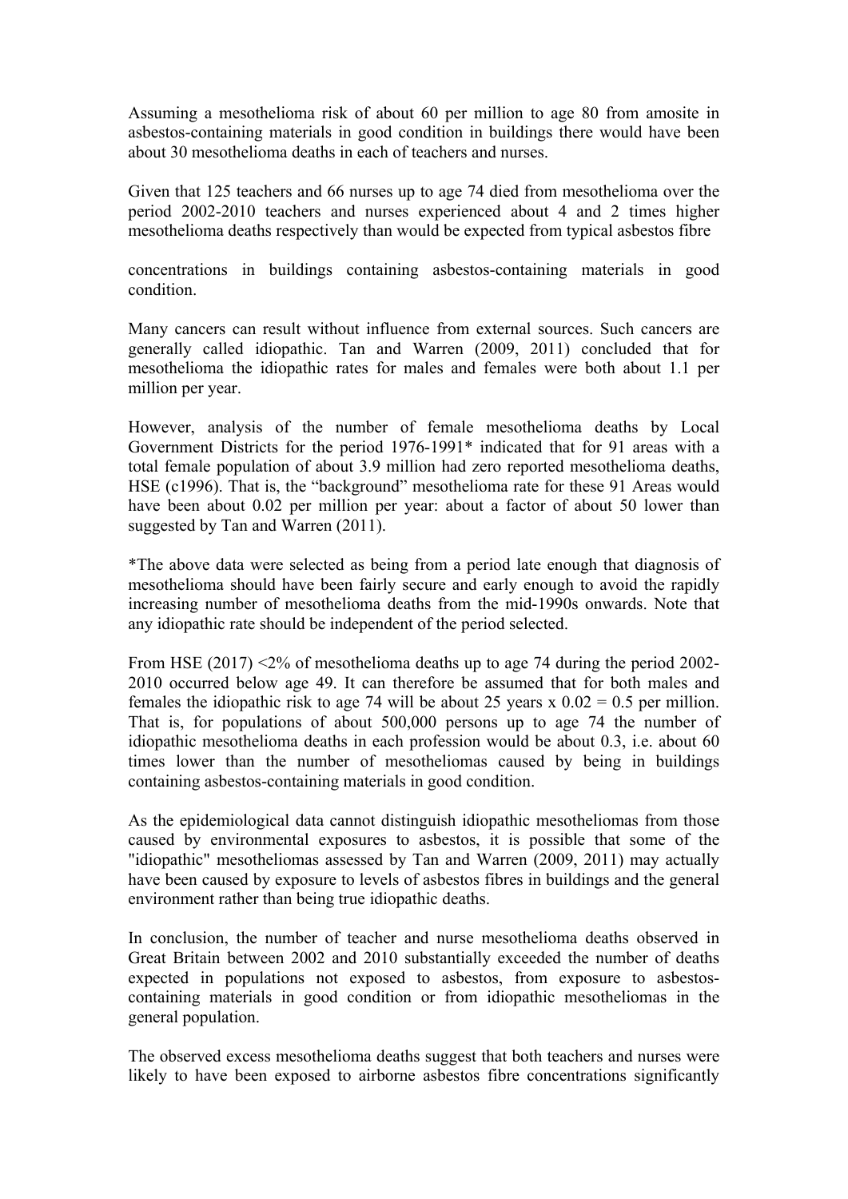Assuming a mesothelioma risk of about 60 per million to age 80 from amosite in asbestos-containing materials in good condition in buildings there would have been about 30 mesothelioma deaths in each of teachers and nurses.

Given that 125 teachers and 66 nurses up to age 74 died from mesothelioma over the period 2002-2010 teachers and nurses experienced about 4 and 2 times higher mesothelioma deaths respectively than would be expected from typical asbestos fibre

concentrations in buildings containing asbestos-containing materials in good condition.

Many cancers can result without influence from external sources. Such cancers are generally called idiopathic. Tan and Warren (2009, 2011) concluded that for mesothelioma the idiopathic rates for males and females were both about 1.1 per million per year.

However, analysis of the number of female mesothelioma deaths by Local Government Districts for the period 1976-1991* indicated that for 91 areas with a total female population of about 3.9 million had zero reported mesothelioma deaths, HSE (c1996). That is, the "background" mesothelioma rate for these 91 Areas would have been about 0.02 per million per year: about a factor of about 50 lower than suggested by Tan and Warren (2011).

*The above data were selected as being from a period late enough that diagnosis of mesothelioma should have been fairly secure and early enough to avoid the rapidly increasing number of mesothelioma deaths from the mid-1990s onwards. Note that any idiopathic rate should be independent of the period selected.

From HSE (2017) <2% of mesothelioma deaths up to age 74 during the period 2002-2010 occurred below age 49. It can therefore be assumed that for both males and females the idiopathic risk to age 74 will be about 25 years x 0.02 = 0.5 per million. That is, for populations of about 500,000 persons up to age 74 the number of idiopathic mesothelioma deaths in each profession would be about 0.3, i.e. about 60 times lower than the number of mesotheliomas caused by being in buildings containing asbestos-containing materials in good condition.

As the epidemiological data cannot distinguish idiopathic mesotheliomas from those caused by environmental exposures to asbestos, it is possible that some of the "idiopathic" mesotheliomas assessed by Tan and Warren (2009, 2011) may actually have been caused by exposure to levels of asbestos fibres in buildings and the general environment rather than being true idiopathic deaths.

In conclusion, the number of teacher and nurse mesothelioma deaths observed in Great Britain between 2002 and 2010 substantially exceeded the number of deaths expected in populations not exposed to asbestos, from exposure to asbestos-containing materials in good condition or from idiopathic mesotheliomas in the general population.

The observed excess mesothelioma deaths suggest that both teachers and nurses were likely to have been exposed to airborne asbestos fibre concentrations significantly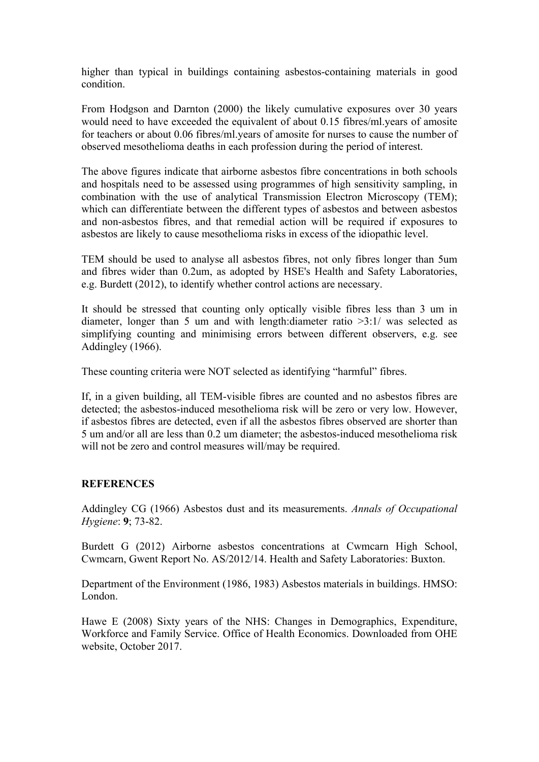higher than typical in buildings containing asbestos-containing materials in good condition.

From Hodgson and Darnton (2000) the likely cumulative exposures over 30 years would need to have exceeded the equivalent of about 0.15 fibres/ml.years of amosite for teachers or about 0.06 fibres/ml.years of amosite for nurses to cause the number of observed mesothelioma deaths in each profession during the period of interest.

The above figures indicate that airborne asbestos fibre concentrations in both schools and hospitals need to be assessed using programmes of high sensitivity sampling, in combination with the use of analytical Transmission Electron Microscopy (TEM); which can differentiate between the different types of asbestos and between asbestos and non-asbestos fibres, and that remedial action will be required if exposures to asbestos are likely to cause mesothelioma risks in excess of the idiopathic level.

TEM should be used to analyse all asbestos fibres, not only fibres longer than 5um and fibres wider than 0.2um, as adopted by HSE's Health and Safety Laboratories, e.g. Burdett (2012), to identify whether control actions are necessary.

It should be stressed that counting only optically visible fibres less than 3 um in diameter, longer than 5 um and with length:diameter ratio >3:1/ was selected as simplifying counting and minimising errors between different observers, e.g. see Addingley (1966).

These counting criteria were NOT selected as identifying "harmful" fibres.

If, in a given building, all TEM-visible fibres are counted and no asbestos fibres are detected; the asbestos-induced mesothelioma risk will be zero or very low. However, if asbestos fibres are detected, even if all the asbestos fibres observed are shorter than 5 um and/or all are less than 0.2 um diameter; the asbestos-induced mesothelioma risk will not be zero and control measures will/may be required.

## REFERENCES

Addingley CG (1966) Asbestos dust and its measurements. *Annals of Occupational Hygiene*: **9**; 73-82.

Burdett G (2012) Airborne asbestos concentrations at Cwmcarn High School, Cwmcarn, Gwent Report No. AS/2012/14. Health and Safety Laboratories: Buxton.

Department of the Environment (1986, 1983) Asbestos materials in buildings. HMSO: London.

Hawe E (2008) Sixty years of the NHS: Changes in Demographics, Expenditure, Workforce and Family Service. Office of Health Economics. Downloaded from OHE website, October 2017.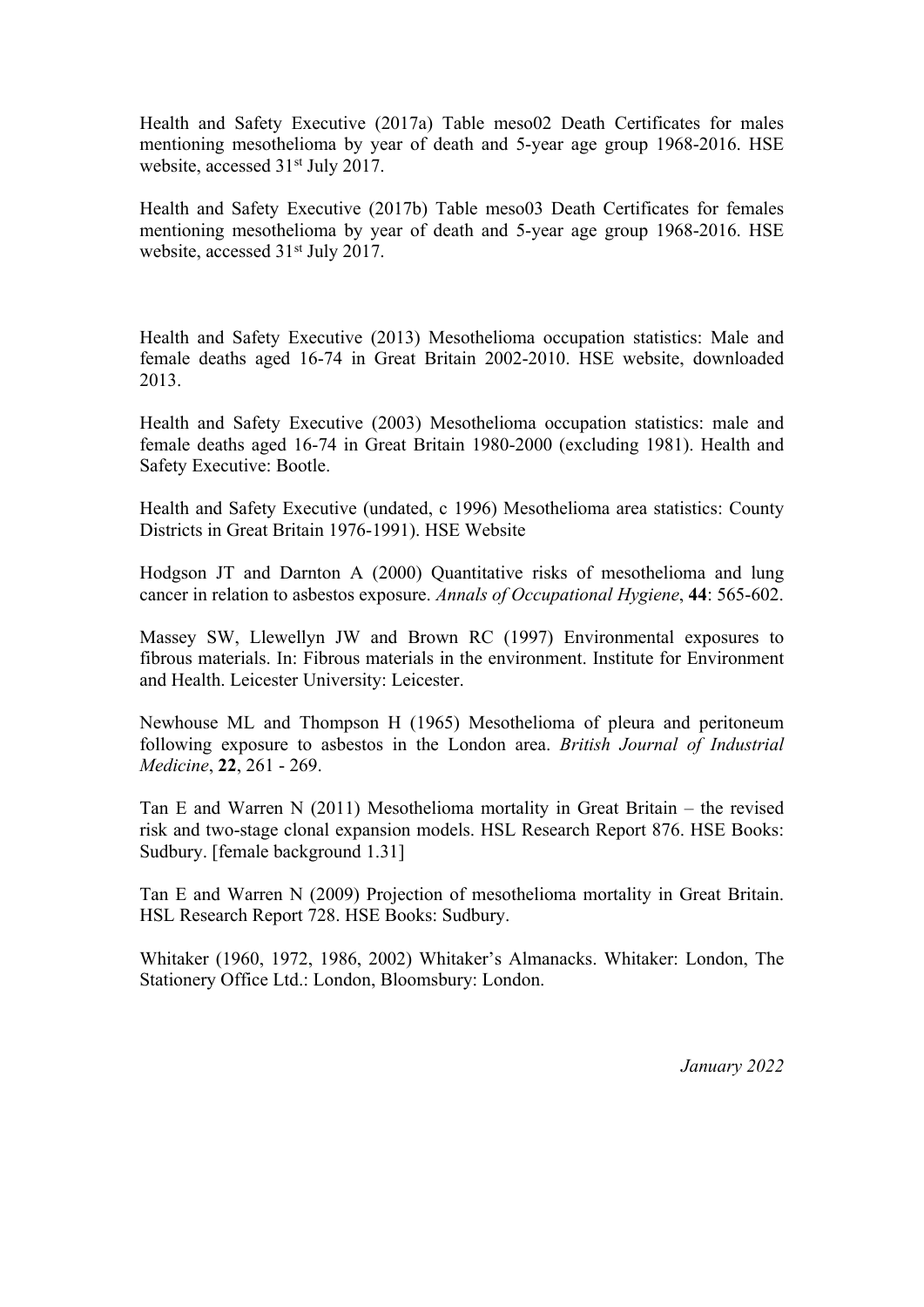Health and Safety Executive (2017a) Table meso02 Death Certificates for males mentioning mesothelioma by year of death and 5-year age group 1968-2016. HSE website, accessed 31st July 2017.

Health and Safety Executive (2017b) Table meso03 Death Certificates for females mentioning mesothelioma by year of death and 5-year age group 1968-2016. HSE website, accessed 31st July 2017.

Health and Safety Executive (2013) Mesothelioma occupation statistics: Male and female deaths aged 16-74 in Great Britain 2002-2010. HSE website, downloaded 2013.

Health and Safety Executive (2003) Mesothelioma occupation statistics: male and female deaths aged 16-74 in Great Britain 1980-2000 (excluding 1981). Health and Safety Executive: Bootle.

Health and Safety Executive (undated, c 1996) Mesothelioma area statistics: County Districts in Great Britain 1976-1991). HSE Website

Hodgson JT and Darnton A (2000) Quantitative risks of mesothelioma and lung cancer in relation to asbestos exposure. *Annals of Occupational Hygiene*, **44**: 565-602.

Massey SW, Llewellyn JW and Brown RC (1997) Environmental exposures to fibrous materials. In: Fibrous materials in the environment. Institute for Environment and Health. Leicester University: Leicester.

Newhouse ML and Thompson H (1965) Mesothelioma of pleura and peritoneum following exposure to asbestos in the London area. *British Journal of Industrial Medicine*, **22**, 261 - 269.

Tan E and Warren N (2011) Mesothelioma mortality in Great Britain – the revised risk and two-stage clonal expansion models. HSL Research Report 876. HSE Books: Sudbury. [female background 1.31]

Tan E and Warren N (2009) Projection of mesothelioma mortality in Great Britain. HSL Research Report 728. HSE Books: Sudbury.

Whitaker (1960, 1972, 1986, 2002) Whitaker's Almanacks. Whitaker: London, The Stationery Office Ltd.: London, Bloomsbury: London.

*January 2022*